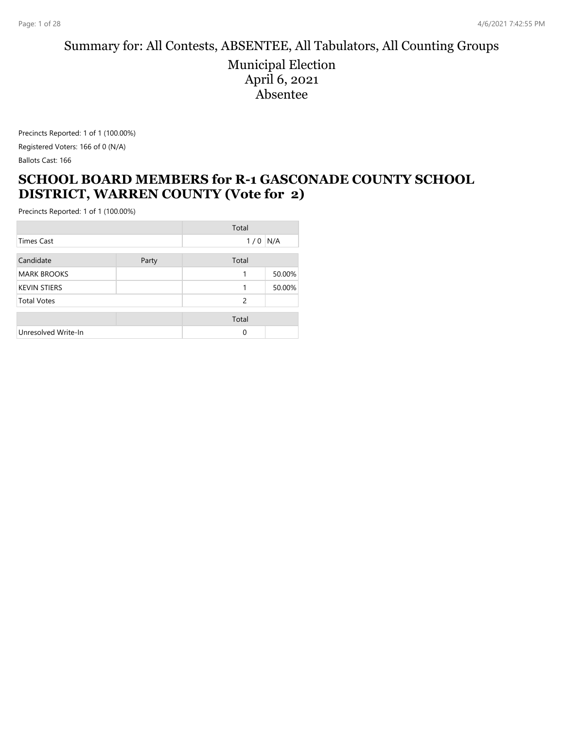# Summary for: All Contests, ABSENTEE, All Tabulators, All Counting Groups

## Municipal Election
## April 6, 2021
## Absentee

Precincts Reported: 1 of 1 (100.00%)

Registered Voters: 166 of 0 (N/A)

Ballots Cast: 166

## SCHOOL BOARD MEMBERS for R-1 GASCONADE COUNTY SCHOOL DISTRICT, WARREN COUNTY (Vote for 2)

Precincts Reported: 1 of 1 (100.00%)

| | | Total | |
|---|---|---|---|
| Times Cast | | 1 / 0 | N/A |

| Candidate | Party | Total | |
|---|---|---|---|
| MARK BROOKS | | 1 | 50.00% |
| KEVIN STIERS | | 1 | 50.00% |
| Total Votes | | 2 | |

| | | Total | |
|---|---|---|---|
| Unresolved Write-In | | 0 | |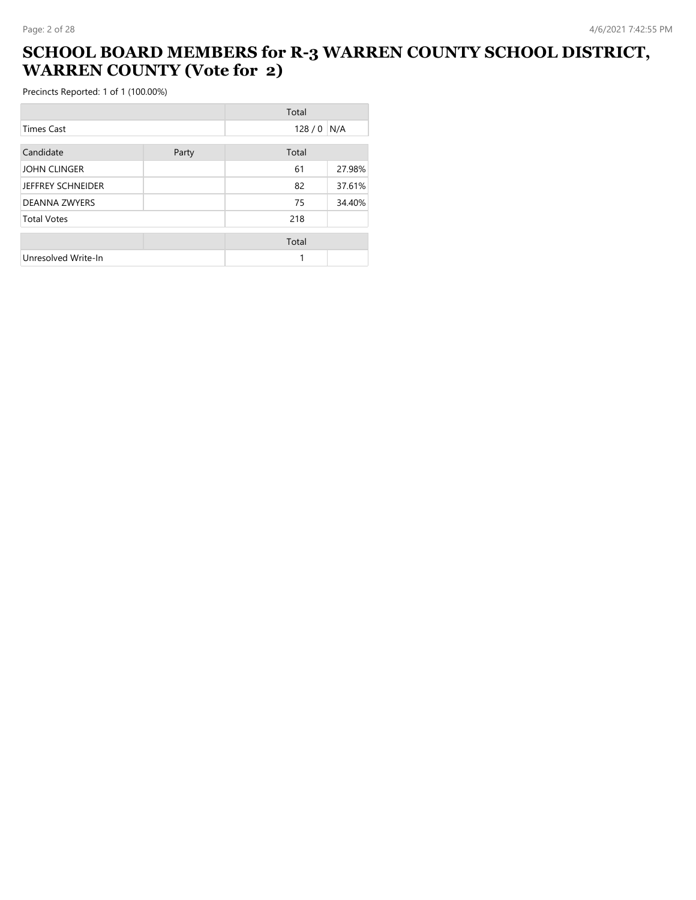# SCHOOL BOARD MEMBERS for R-3 WARREN COUNTY SCHOOL DISTRICT, WARREN COUNTY (Vote for 2)

Precincts Reported: 1 of 1 (100.00%)

| | Total | |
|---|---|---|
| Times Cast | 128 / 0 | N/A |

| Candidate | Party | Total | |
|---|---|---|---|
| JOHN CLINGER | | 61 | 27.98% |
| JEFFREY SCHNEIDER | | 82 | 37.61% |
| DEANNA ZWYERS | | 75 | 34.40% |
| Total Votes | | 218 | |

| | | Total | |
|---|---|---|---|
| Unresolved Write-In | | 1 | |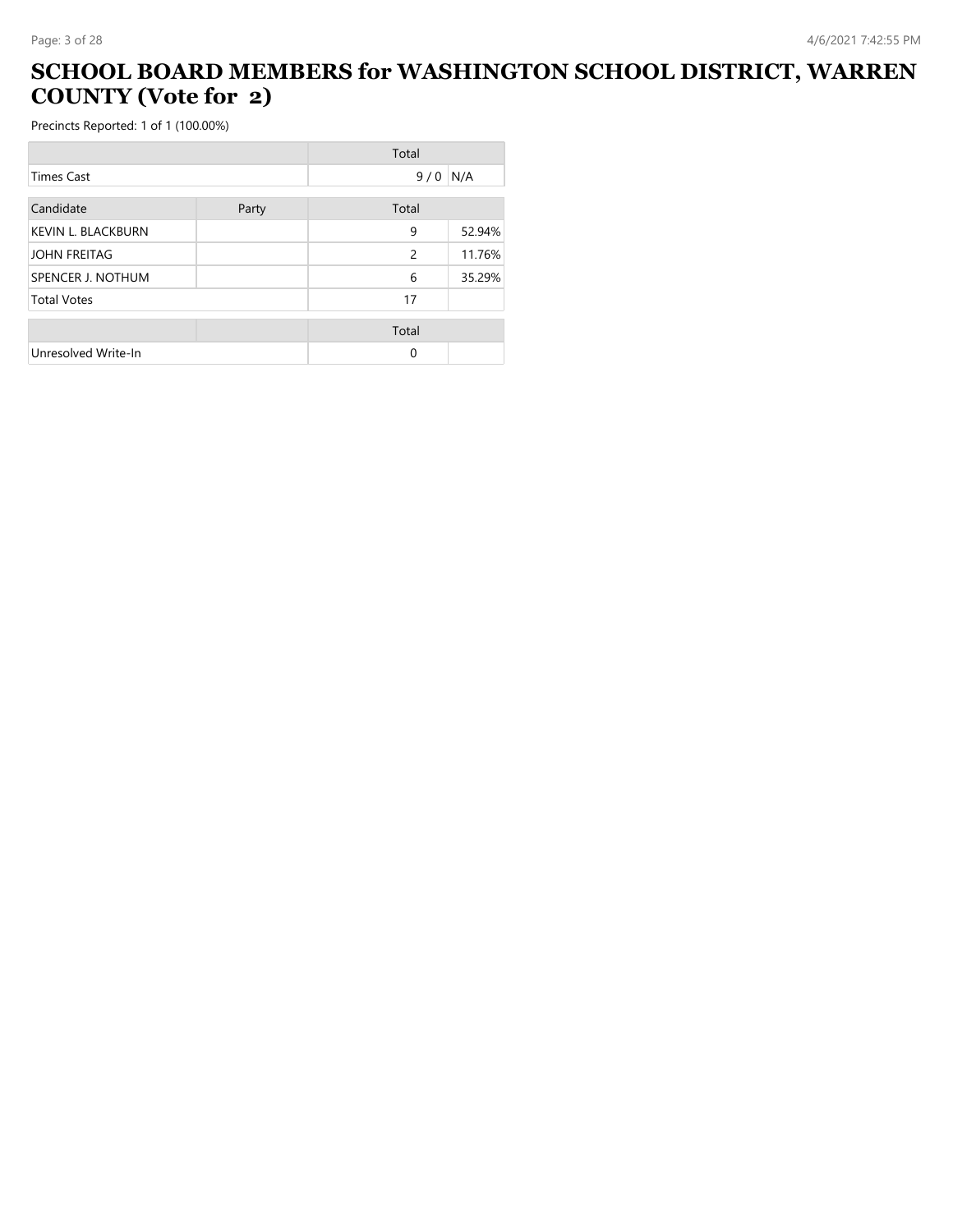# SCHOOL BOARD MEMBERS for WASHINGTON SCHOOL DISTRICT, WARREN COUNTY (Vote for 2)

Precincts Reported: 1 of 1 (100.00%)

| | | Total | |
|---|---|---|---|
| Times Cast | | 9 / 0 | N/A |

| Candidate | Party | Total | |
|---|---|---|---|
| KEVIN L. BLACKBURN | | 9 | 52.94% |
| JOHN FREITAG | | 2 | 11.76% |
| SPENCER J. NOTHUM | | 6 | 35.29% |
| Total Votes | | 17 | |

| | | Total | |
|---|---|---|---|
| Unresolved Write-In | | 0 | |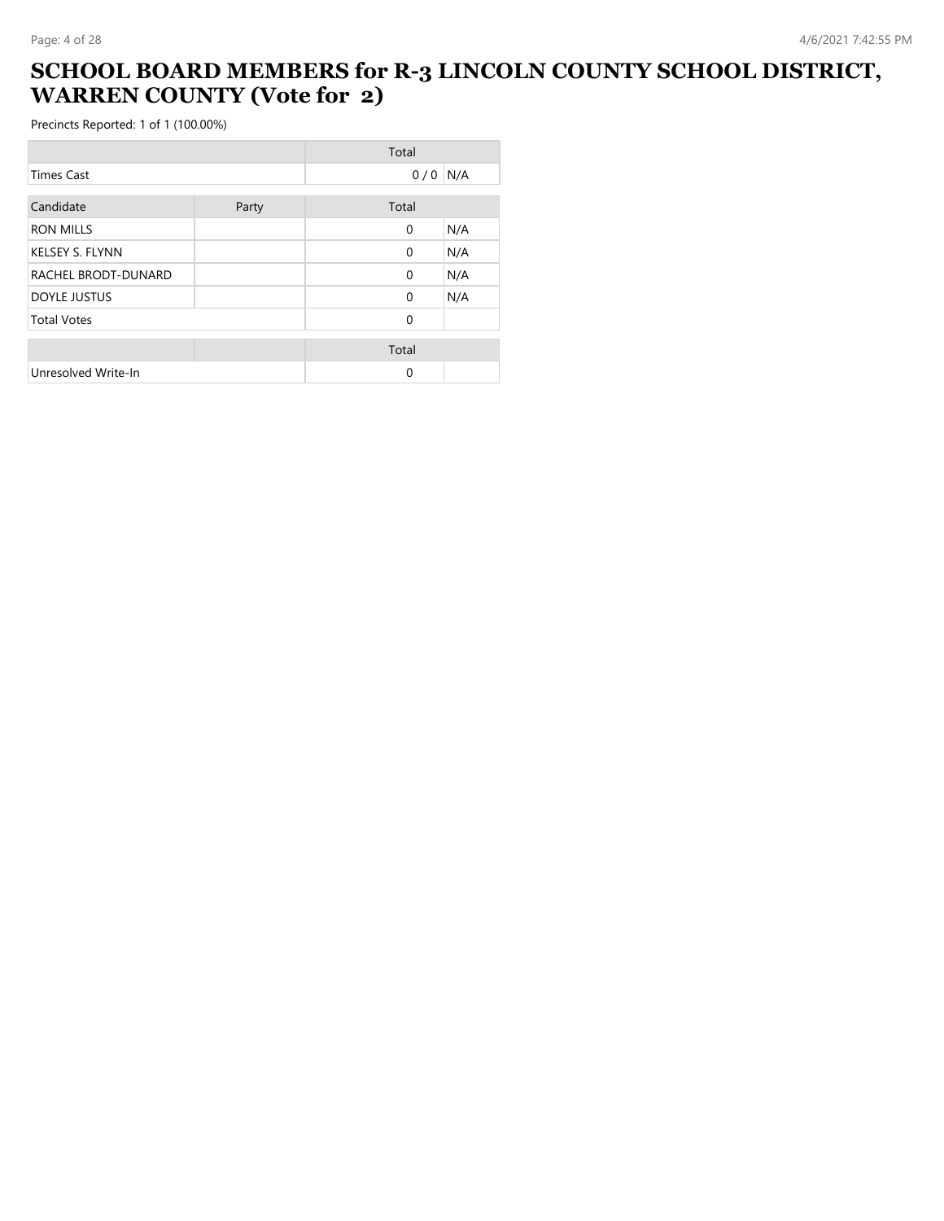# SCHOOL BOARD MEMBERS for R-3 LINCOLN COUNTY SCHOOL DISTRICT, WARREN COUNTY (Vote for 2)

Precincts Reported: 1 of 1 (100.00%)

| | | Total | |
|---|---|---|---|
| Times Cast | | 0 / 0 | N/A |

| Candidate | Party | Total | |
|---|---|---|---|
| RON MILLS | | 0 | N/A |
| KELSEY S. FLYNN | | 0 | N/A |
| RACHEL BRODT-DUNARD | | 0 | N/A |
| DOYLE JUSTUS | | 0 | N/A |
| Total Votes | | 0 | |

| | | Total | |
|---|---|---|---|
| Unresolved Write-In | | 0 | |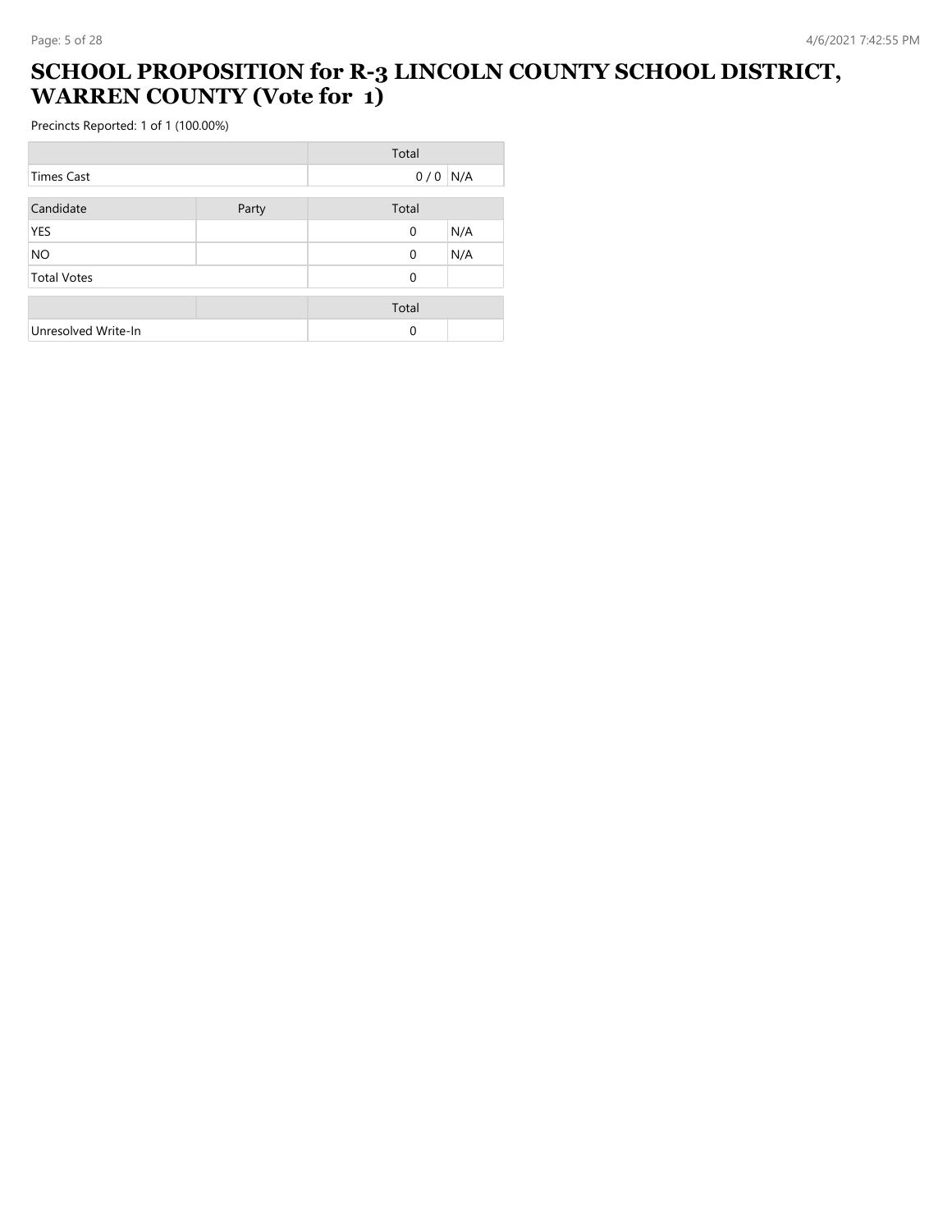# SCHOOL PROPOSITION for R-3 LINCOLN COUNTY SCHOOL DISTRICT, WARREN COUNTY (Vote for 1)

Precincts Reported: 1 of 1 (100.00%)

| | Total | |
|---|---|---|
| Times Cast | 0 / 0 | N/A |

| Candidate | Party | Total | |
|---|---|---|---|
| YES | | 0 | N/A |
| NO | | 0 | N/A |
| Total Votes | | 0 | |

| | | Total | |
|---|---|---|---|
| Unresolved Write-In | | 0 | |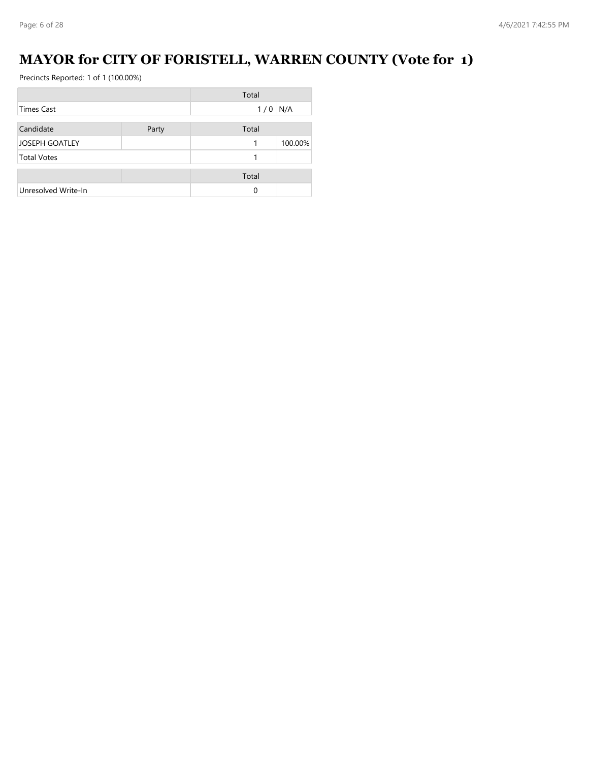# MAYOR for CITY OF FORISTELL, WARREN COUNTY (Vote for 1)

Precincts Reported: 1 of 1 (100.00%)

| | Total | |
|---|---|---|
| Times Cast | 1 / 0 | N/A |

| Candidate | Party | Total | |
|---|---|---|---|
| JOSEPH GOATLEY | | 1 | 100.00% |
| Total Votes | | 1 | |

| | | Total | |
|---|---|---|---|
| Unresolved Write-In | | 0 | |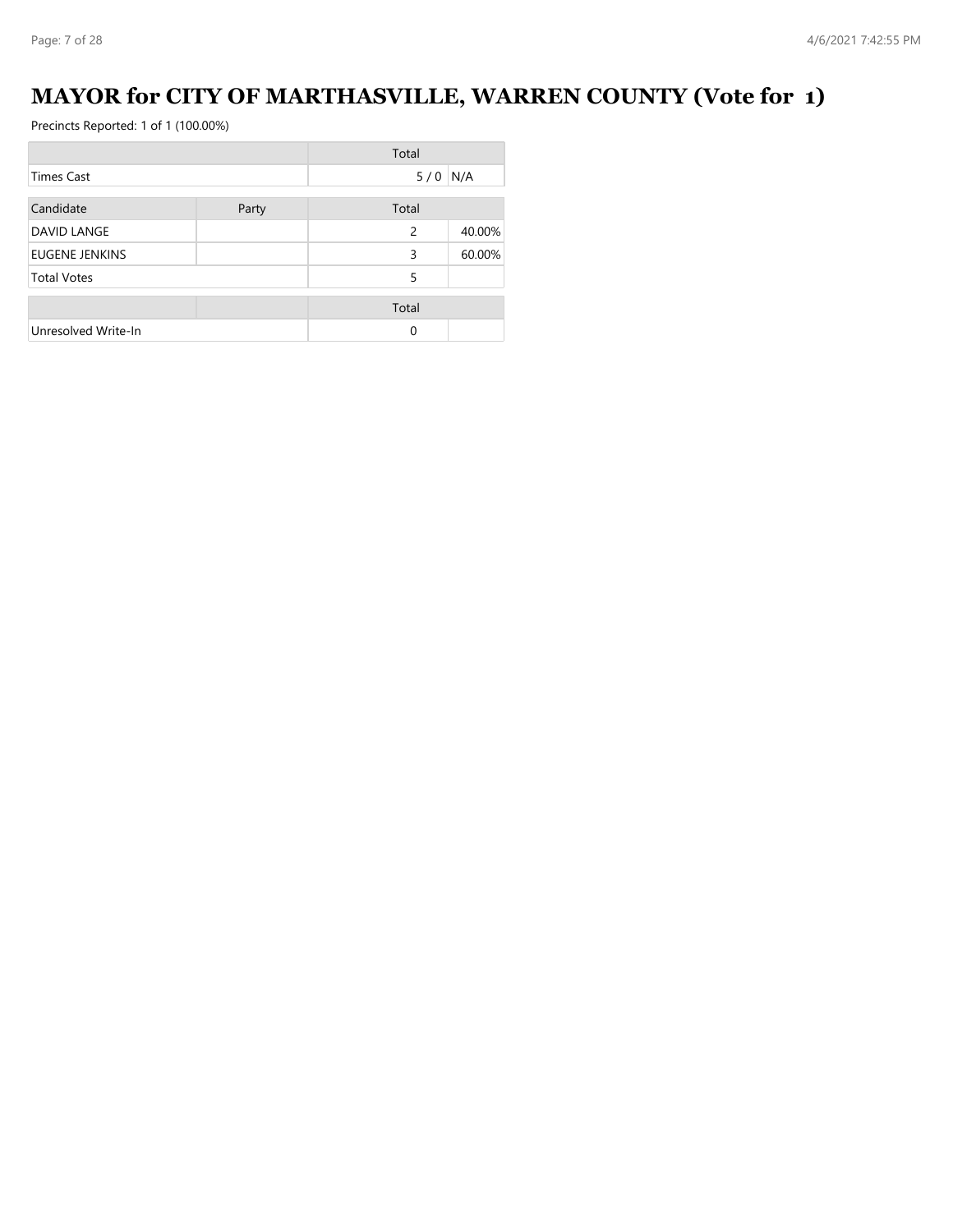# MAYOR for CITY OF MARTHASVILLE, WARREN COUNTY (Vote for 1)

Precincts Reported: 1 of 1 (100.00%)

| | Total | |
|---|---|---|
| Times Cast | 5 / 0 | N/A |

| Candidate | Party | Total | |
|---|---|---|---|
| DAVID LANGE | | 2 | 40.00% |
| EUGENE JENKINS | | 3 | 60.00% |
| Total Votes | | 5 | |

| | | Total | |
|---|---|---|---|
| Unresolved Write-In | | 0 | |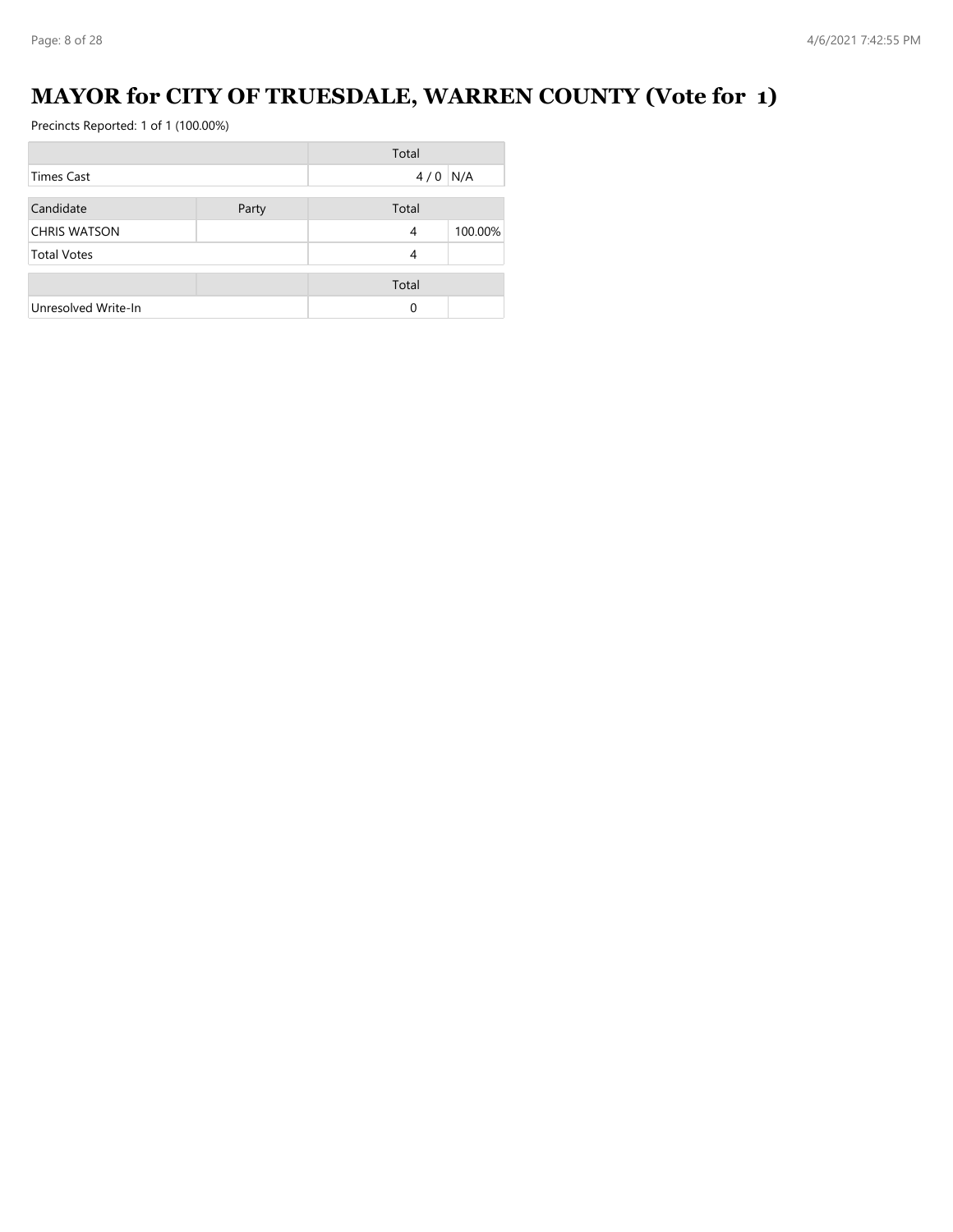# MAYOR for CITY OF TRUESDALE, WARREN COUNTY (Vote for 1)

Precincts Reported: 1 of 1 (100.00%)

| | Total | |
|---|---|---|
| Times Cast | 4 / 0 | N/A |

| Candidate | Party | Total | |
|---|---|---|---|
| CHRIS WATSON | | 4 | 100.00% |
| Total Votes | | 4 | |

| | | Total | |
|---|---|---|---|
| Unresolved Write-In | | 0 | |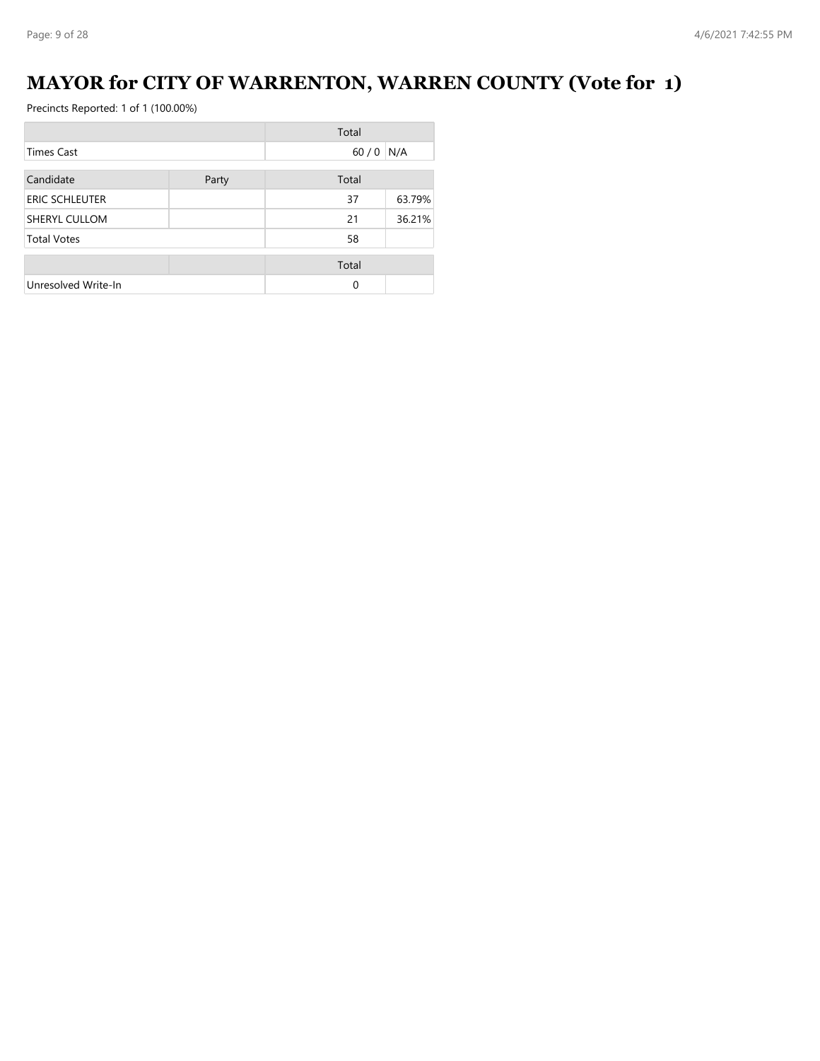# MAYOR for CITY OF WARRENTON, WARREN COUNTY (Vote for 1)

Precincts Reported: 1 of 1 (100.00%)

| | | Total | |
|---|---|---|---|
| Times Cast | | 60 / 0 | N/A |

| Candidate | Party | Total | |
|---|---|---|---|
| ERIC SCHLEUTER | | 37 | 63.79% |
| SHERYL CULLOM | | 21 | 36.21% |
| Total Votes | | 58 | |

| | | Total | |
|---|---|---|---|
| Unresolved Write-In | | 0 | |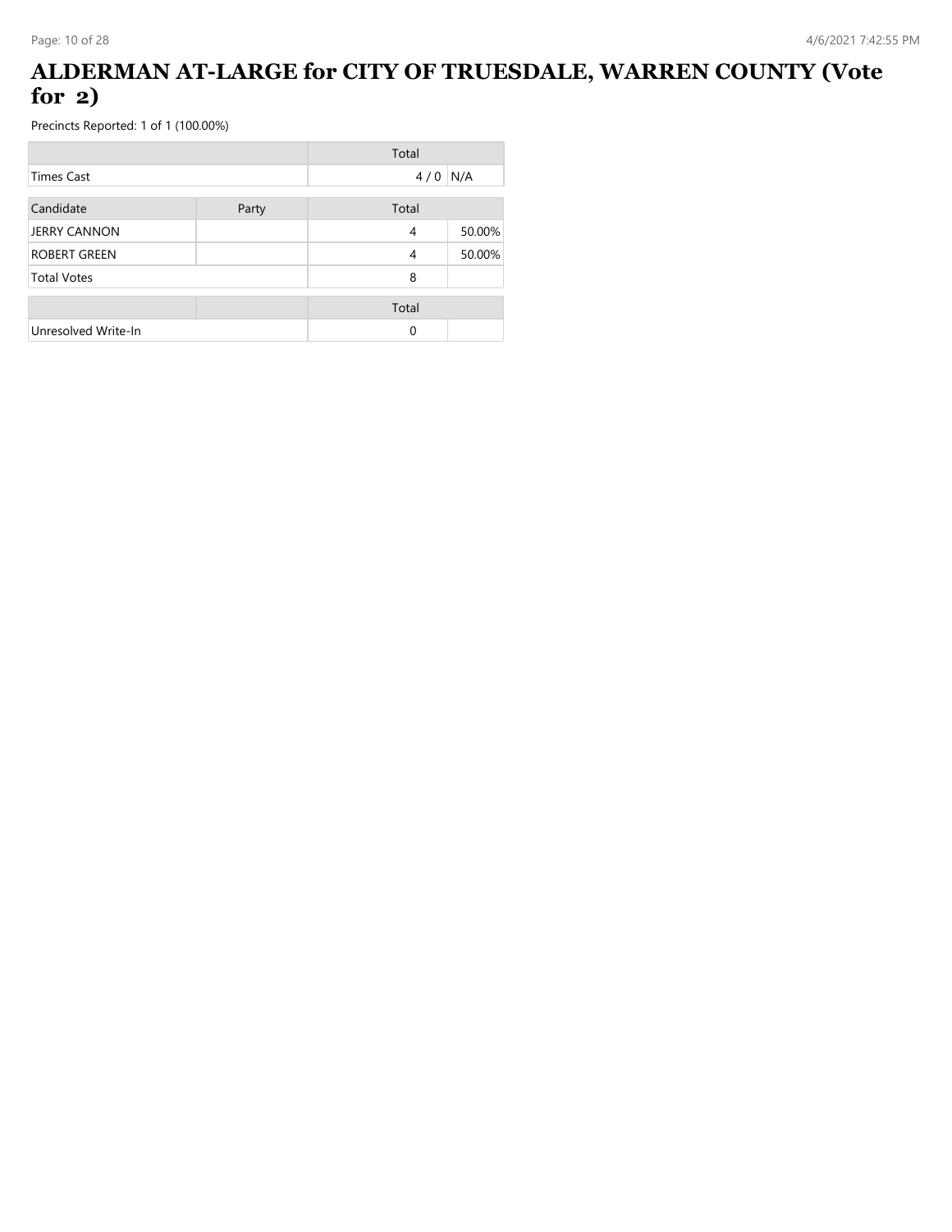# ALDERMAN AT-LARGE for CITY OF TRUESDALE, WARREN COUNTY (Vote for 2)

Precincts Reported: 1 of 1 (100.00%)

| | Total | |
|---|---|---|
| Times Cast | 4 / 0 | N/A |

| Candidate | Party | Total | |
|---|---|---|---|
| JERRY CANNON | | 4 | 50.00% |
| ROBERT GREEN | | 4 | 50.00% |
| Total Votes | | 8 | |

| | | Total | |
|---|---|---|---|
| Unresolved Write-In | | 0 | |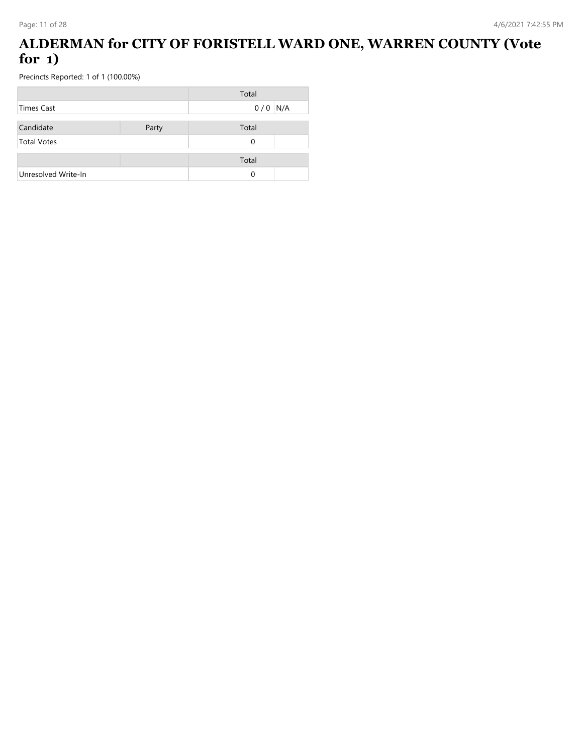# ALDERMAN for CITY OF FORISTELL WARD ONE, WARREN COUNTY (Vote for 1)

Precincts Reported: 1 of 1 (100.00%)

| | Total | |
|---|---|---|
| Times Cast | 0 / 0 | N/A |

| Candidate | Party | Total | |
|---|---|---|---|
| Total Votes | | 0 | |

| | | Total | |
|---|---|---|---|
| Unresolved Write-In | | 0 | |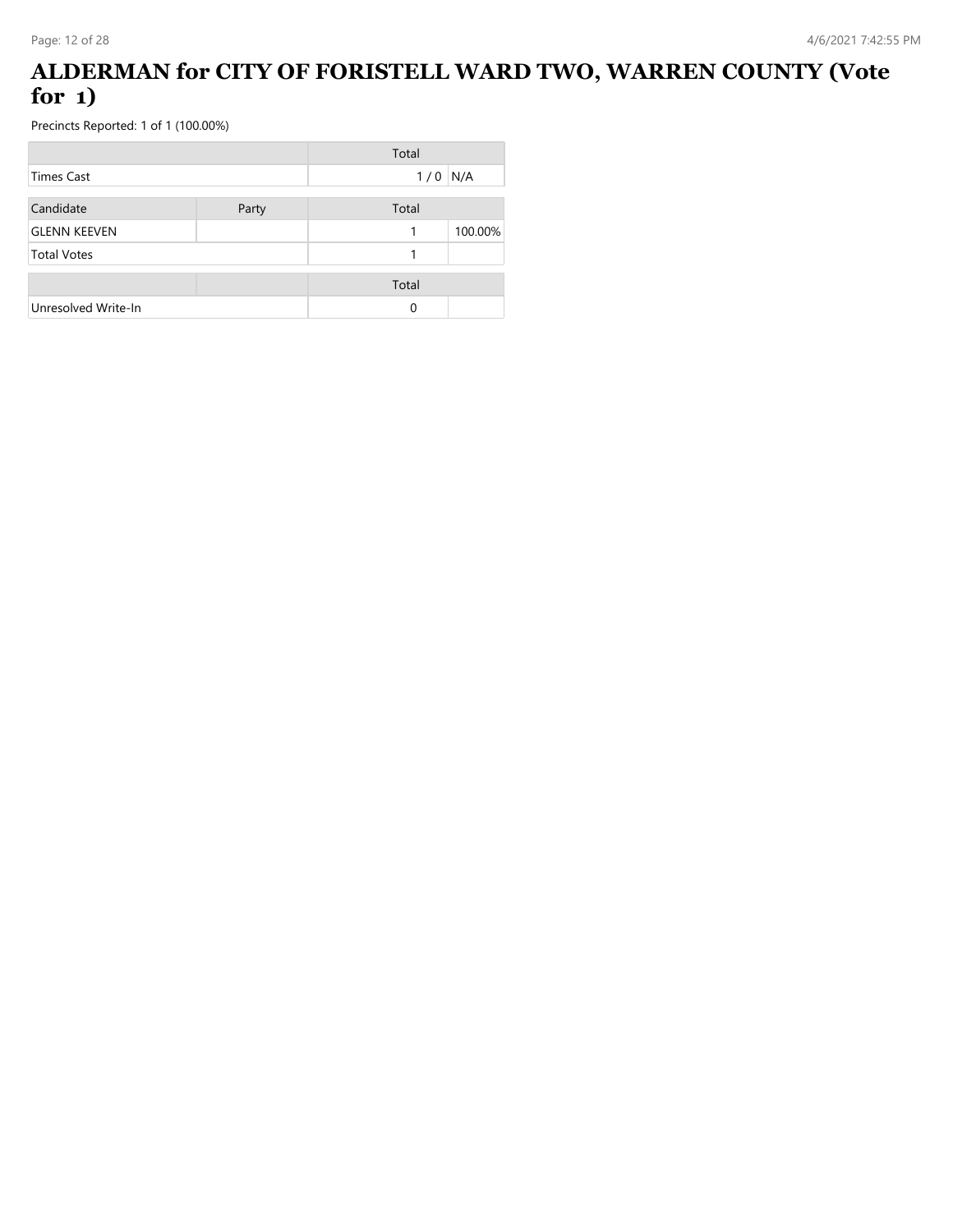# ALDERMAN for CITY OF FORISTELL WARD TWO, WARREN COUNTY (Vote for 1)

Precincts Reported: 1 of 1 (100.00%)

| | | Total | |
|---|---|---|---|
| Times Cast | | 1 / 0 | N/A |

| Candidate | Party | Total | |
|---|---|---|---|
| GLENN KEEVEN | | 1 | 100.00% |
| Total Votes | | 1 | |

| | | Total | |
|---|---|---|---|
| Unresolved Write-In | | 0 | |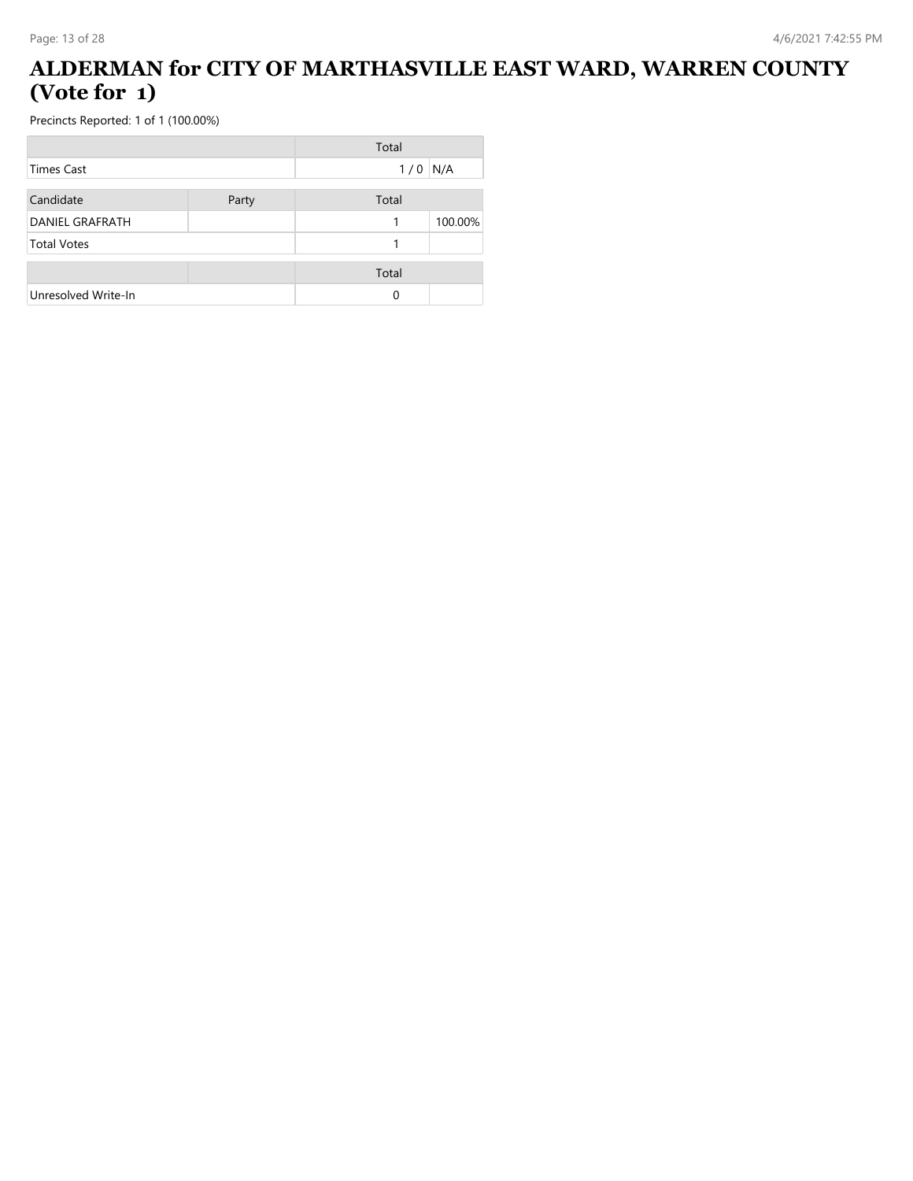# ALDERMAN for CITY OF MARTHASVILLE EAST WARD, WARREN COUNTY (Vote for 1)

Precincts Reported: 1 of 1 (100.00%)

| | | Total | |
|---|---|---|---|
| Times Cast | | 1 / 0 | N/A |

| Candidate | Party | Total | |
|---|---|---|---|
| DANIEL GRAFRATH | | 1 | 100.00% |
| Total Votes | | 1 | |

| | | Total | |
|---|---|---|---|
| Unresolved Write-In | | 0 | |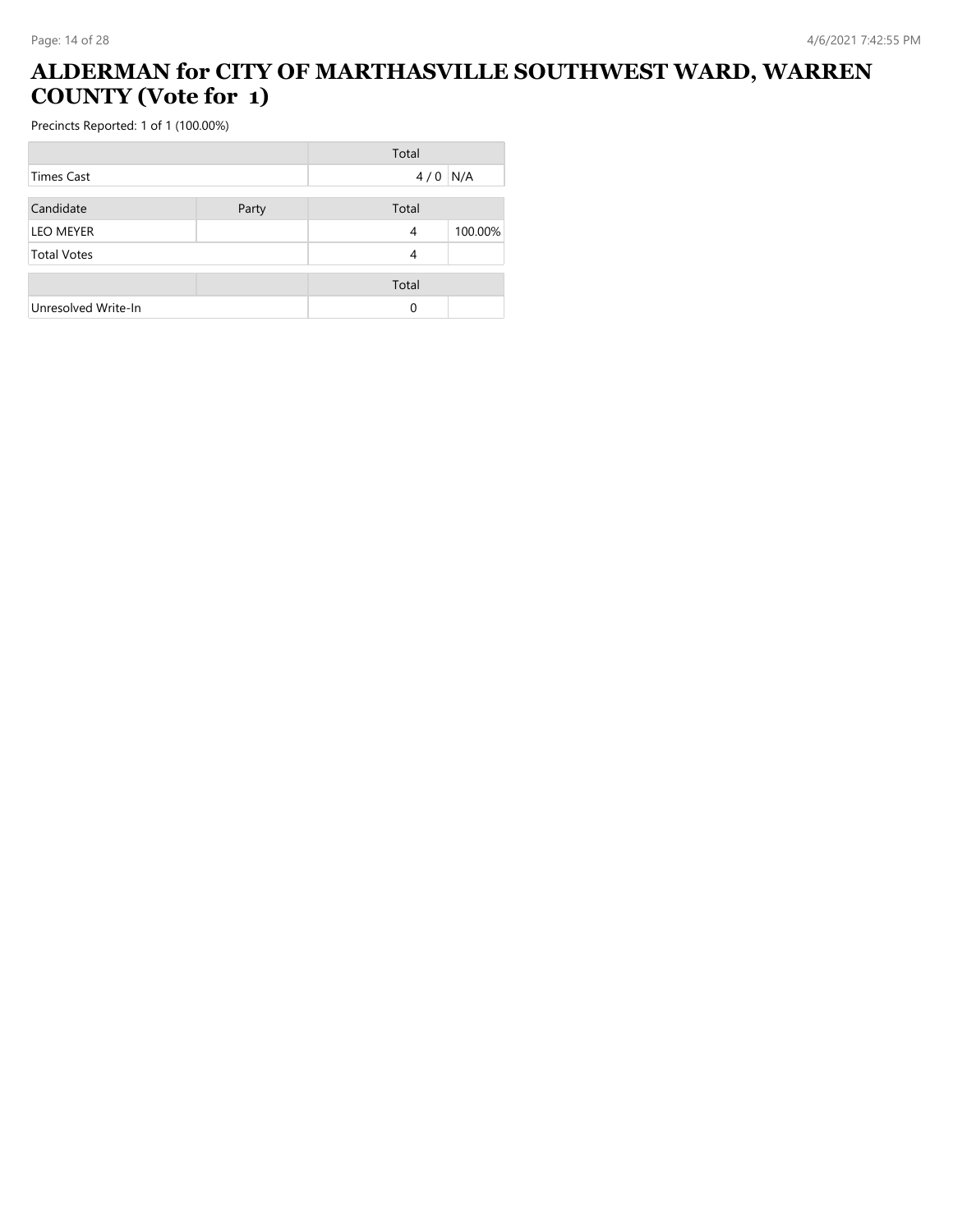# ALDERMAN for CITY OF MARTHASVILLE SOUTHWEST WARD, WARREN COUNTY (Vote for 1)

Precincts Reported: 1 of 1 (100.00%)

| | | Total | |
|---|---|---|---|
| Times Cast | | 4 / 0 | N/A |

| Candidate | Party | Total | |
|---|---|---|---|
| LEO MEYER | | 4 | 100.00% |
| Total Votes | | 4 | |

| | | Total | |
|---|---|---|---|
| Unresolved Write-In | | 0 | |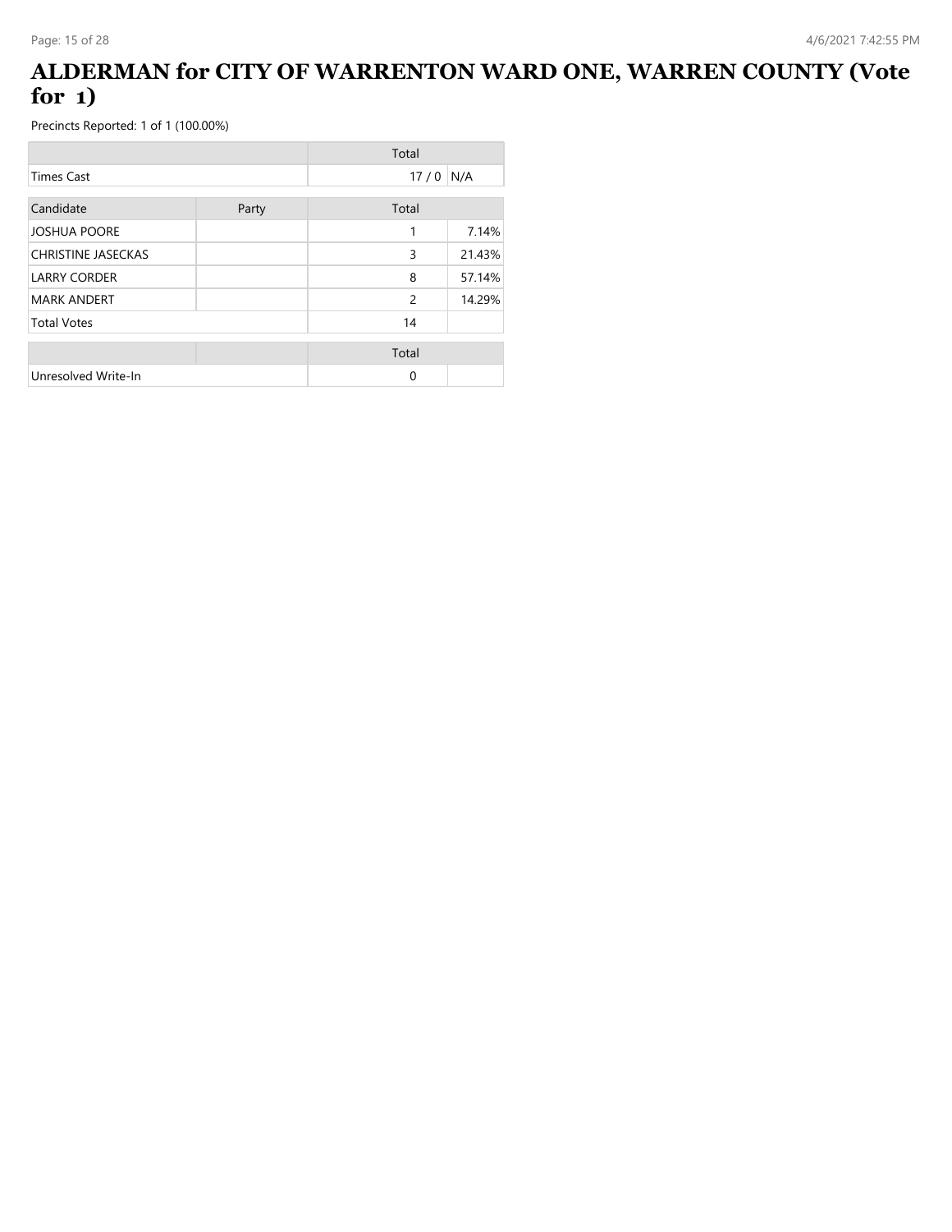# ALDERMAN for CITY OF WARRENTON WARD ONE, WARREN COUNTY (Vote for 1)

Precincts Reported: 1 of 1 (100.00%)

| | Total | |
|---|---|---|
| Times Cast | 17 / 0 | N/A |

| Candidate | Party | Total | |
|---|---|---|---|
| JOSHUA POORE | | 1 | 7.14% |
| CHRISTINE JASECKAS | | 3 | 21.43% |
| LARRY CORDER | | 8 | 57.14% |
| MARK ANDERT | | 2 | 14.29% |
| Total Votes | | 14 | |

| | | Total | |
|---|---|---|---|
| Unresolved Write-In | | 0 | |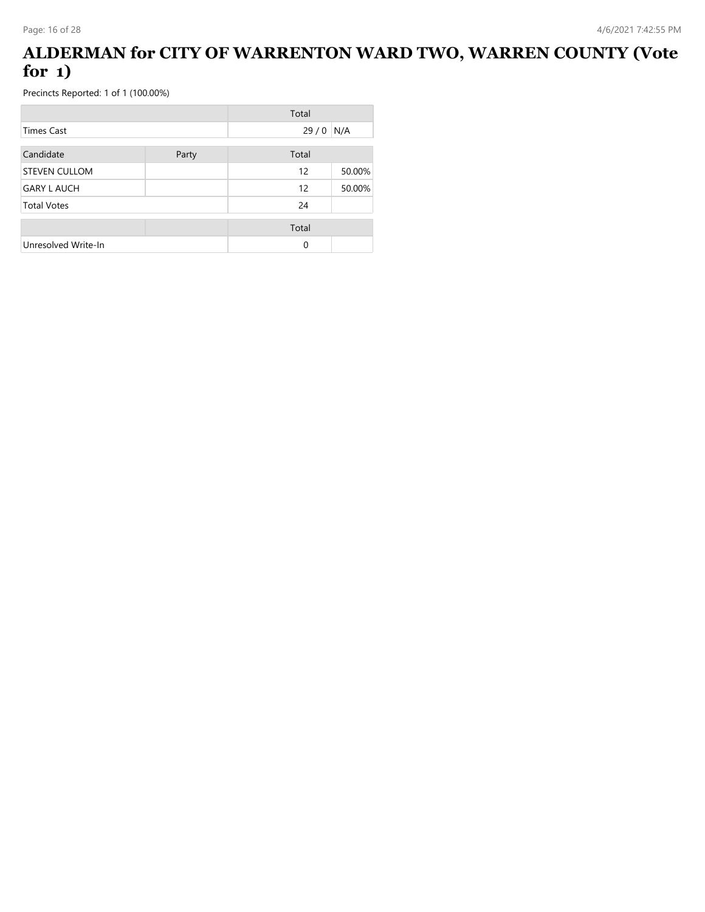# ALDERMAN for CITY OF WARRENTON WARD TWO, WARREN COUNTY (Vote for 1)

Precincts Reported: 1 of 1 (100.00%)

| | | Total | |
|---|---|---|---|
| Times Cast | | 29 / 0 | N/A |

| Candidate | Party | Total | |
|---|---|---|---|
| STEVEN CULLOM | | 12 | 50.00% |
| GARY L AUCH | | 12 | 50.00% |
| Total Votes | | 24 | |

| | | Total | |
|---|---|---|---|
| Unresolved Write-In | | 0 | |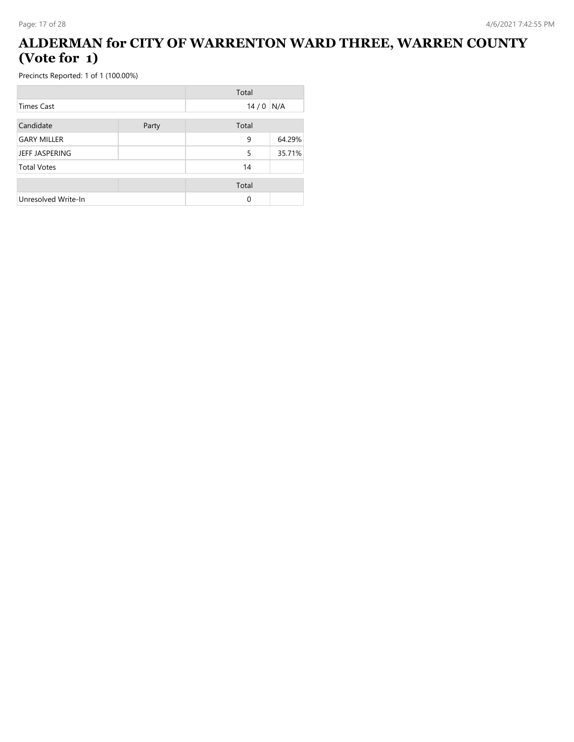# ALDERMAN for CITY OF WARRENTON WARD THREE, WARREN COUNTY (Vote for 1)

Precincts Reported: 1 of 1 (100.00%)

| | Total | |
|---|---|---|
| Times Cast | 14 / 0 | N/A |

| Candidate | Party | Total | |
|---|---|---|---|
| GARY MILLER | | 9 | 64.29% |
| JEFF JASPERING | | 5 | 35.71% |
| Total Votes | | 14 | |

| | | Total | |
|---|---|---|---|
| Unresolved Write-In | | 0 | |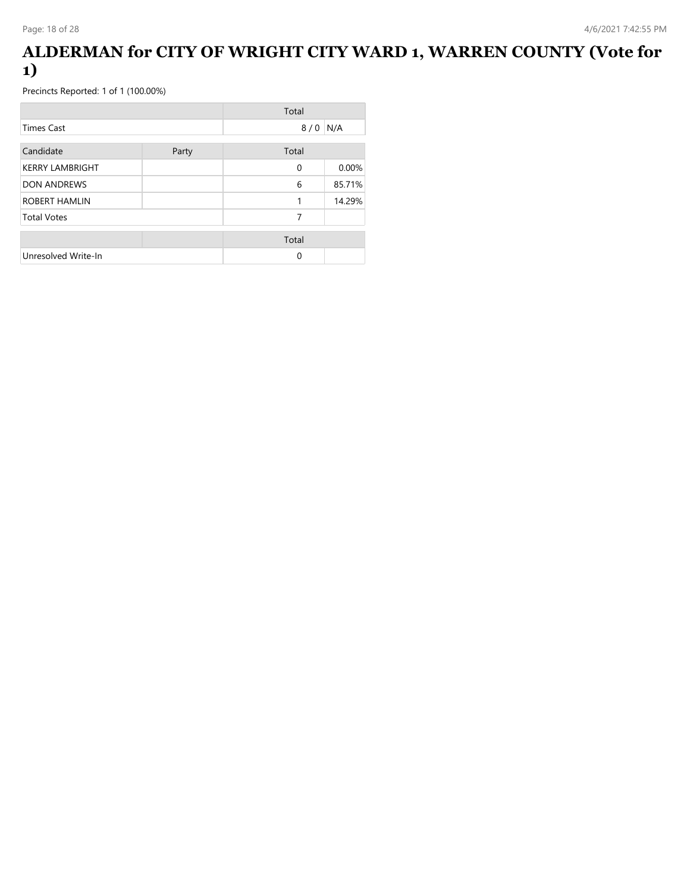# ALDERMAN for CITY OF WRIGHT CITY WARD 1, WARREN COUNTY (Vote for 1)

Precincts Reported: 1 of 1 (100.00%)

| | Total | |
|---|---|---|
| Times Cast | 8 / 0 | N/A |

| Candidate | Party | Total | |
|---|---|---|---|
| KERRY LAMBRIGHT | | 0 | 0.00% |
| DON ANDREWS | | 6 | 85.71% |
| ROBERT HAMLIN | | 1 | 14.29% |
| Total Votes | | 7 | |

| | | Total | |
|---|---|---|---|
| Unresolved Write-In | | 0 | |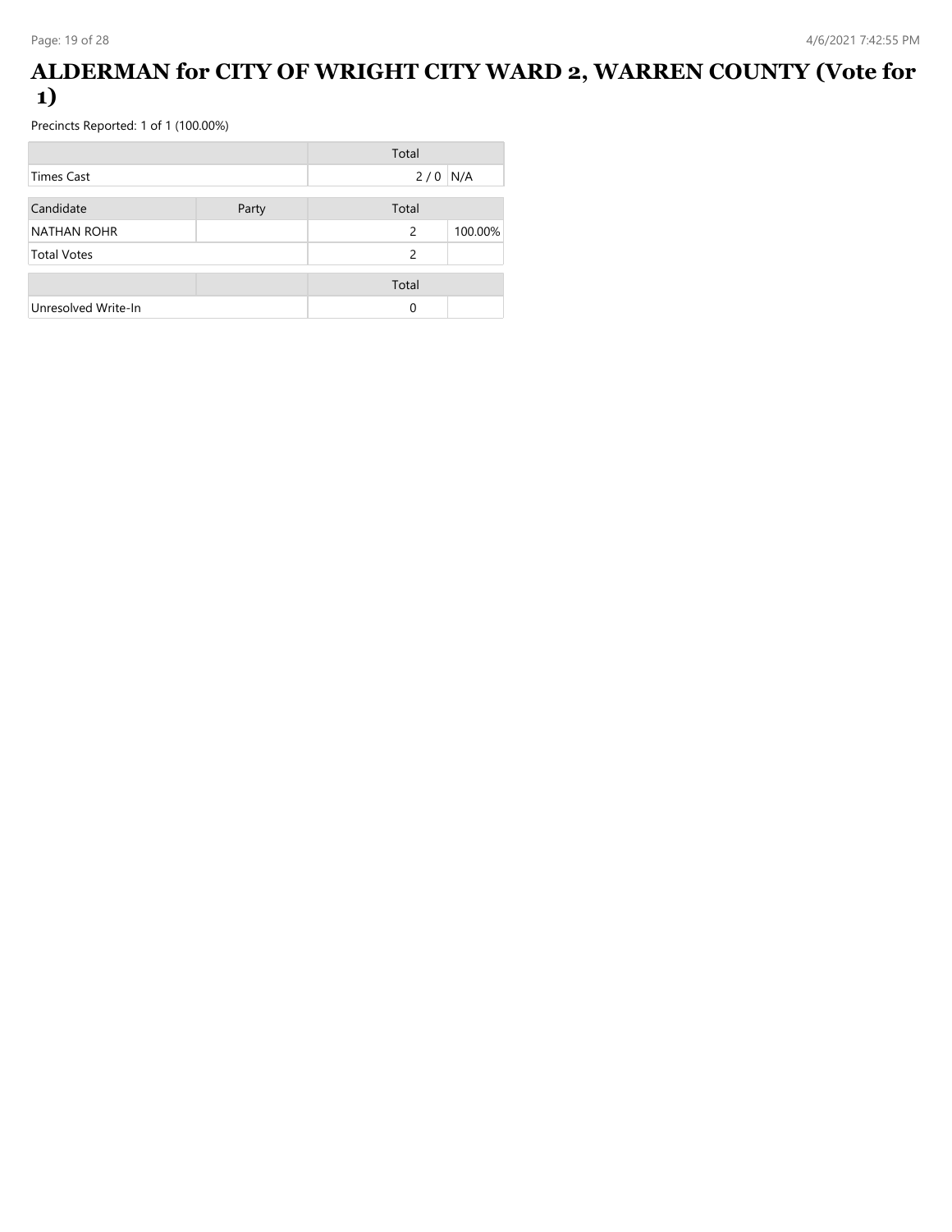# ALDERMAN for CITY OF WRIGHT CITY WARD 2, WARREN COUNTY (Vote for 1)

Precincts Reported: 1 of 1 (100.00%)

| | | Total | |
|---|---|---|---|
| Times Cast | | 2 / 0 | N/A |

| Candidate | Party | Total | |
|---|---|---|---|
| NATHAN ROHR | | 2 | 100.00% |
| Total Votes | | 2 | |

| | | Total | |
|---|---|---|---|
| Unresolved Write-In | | 0 | |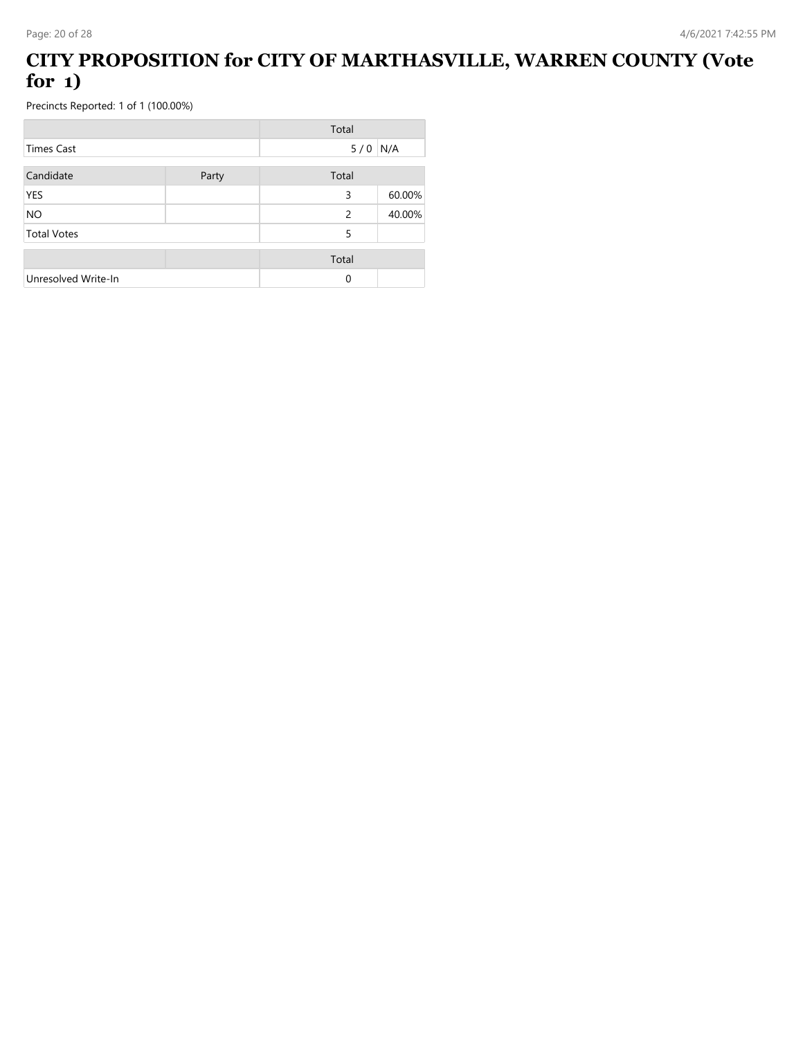# CITY PROPOSITION for CITY OF MARTHASVILLE, WARREN COUNTY (Vote for 1)

Precincts Reported: 1 of 1 (100.00%)

| | Total | |
|---|---|---|
| Times Cast | 5 / 0 | N/A |

| Candidate | Party | Total | |
|---|---|---|---|
| YES | | 3 | 60.00% |
| NO | | 2 | 40.00% |
| Total Votes | | 5 | |

| | | Total | |
|---|---|---|---|
| Unresolved Write-In | | 0 | |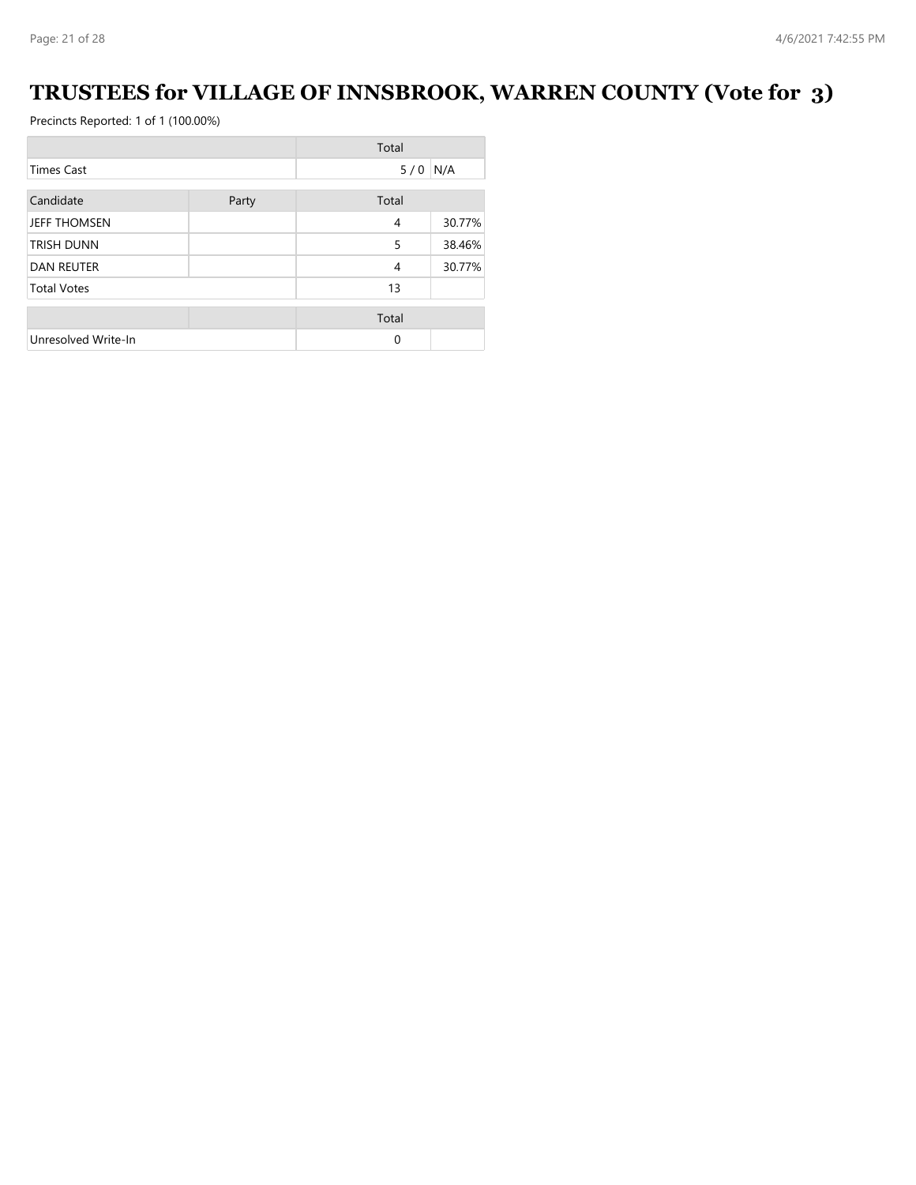# TRUSTEES for VILLAGE OF INNSBROOK, WARREN COUNTY (Vote for 3)

Precincts Reported: 1 of 1 (100.00%)

| | | Total | |
|---|---|---|---|
| Times Cast | | 5 / 0 | N/A |

| Candidate | Party | Total | |
|---|---|---|---|
| JEFF THOMSEN | | 4 | 30.77% |
| TRISH DUNN | | 5 | 38.46% |
| DAN REUTER | | 4 | 30.77% |
| Total Votes | | 13 | |

| | | Total | |
|---|---|---|---|
| Unresolved Write-In | | 0 | |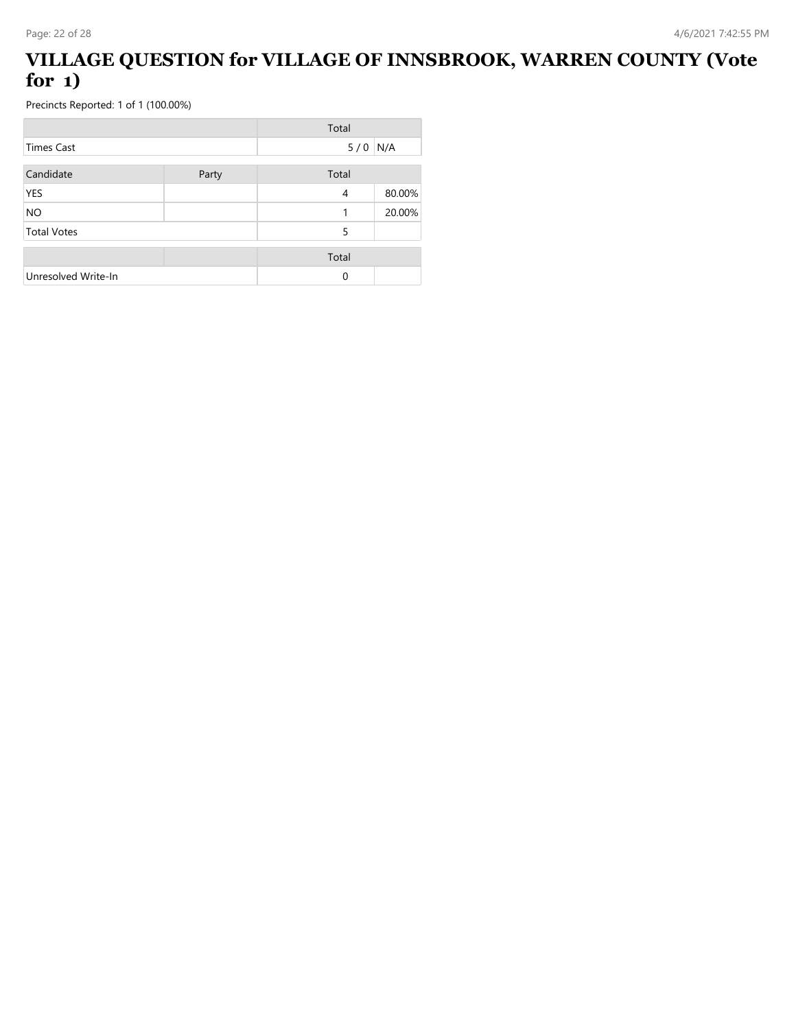# VILLAGE QUESTION for VILLAGE OF INNSBROOK, WARREN COUNTY (Vote for 1)

Precincts Reported: 1 of 1 (100.00%)

| | Total | |
|---|---|---|
| Times Cast | 5 / 0 | N/A |

| Candidate | Party | Total | |
|---|---|---|---|
| YES | | 4 | 80.00% |
| NO | | 1 | 20.00% |
| Total Votes | | 5 | |

| | | Total | |
|---|---|---|---|
| Unresolved Write-In | | 0 | |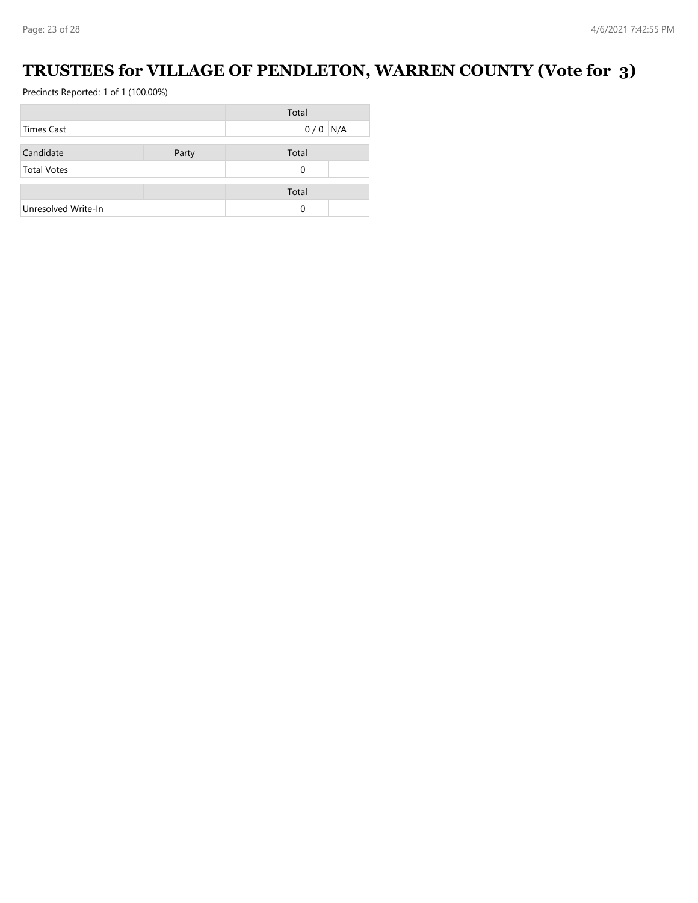# TRUSTEES for VILLAGE OF PENDLETON, WARREN COUNTY (Vote for 3)

Precincts Reported: 1 of 1 (100.00%)

| | Total | |
|---|---|---|
| Times Cast | 0 / 0 | N/A |

| Candidate | Party | Total | |
|---|---|---|---|
| Total Votes | | 0 | |

| | | Total | |
|---|---|---|---|
| Unresolved Write-In | | 0 | |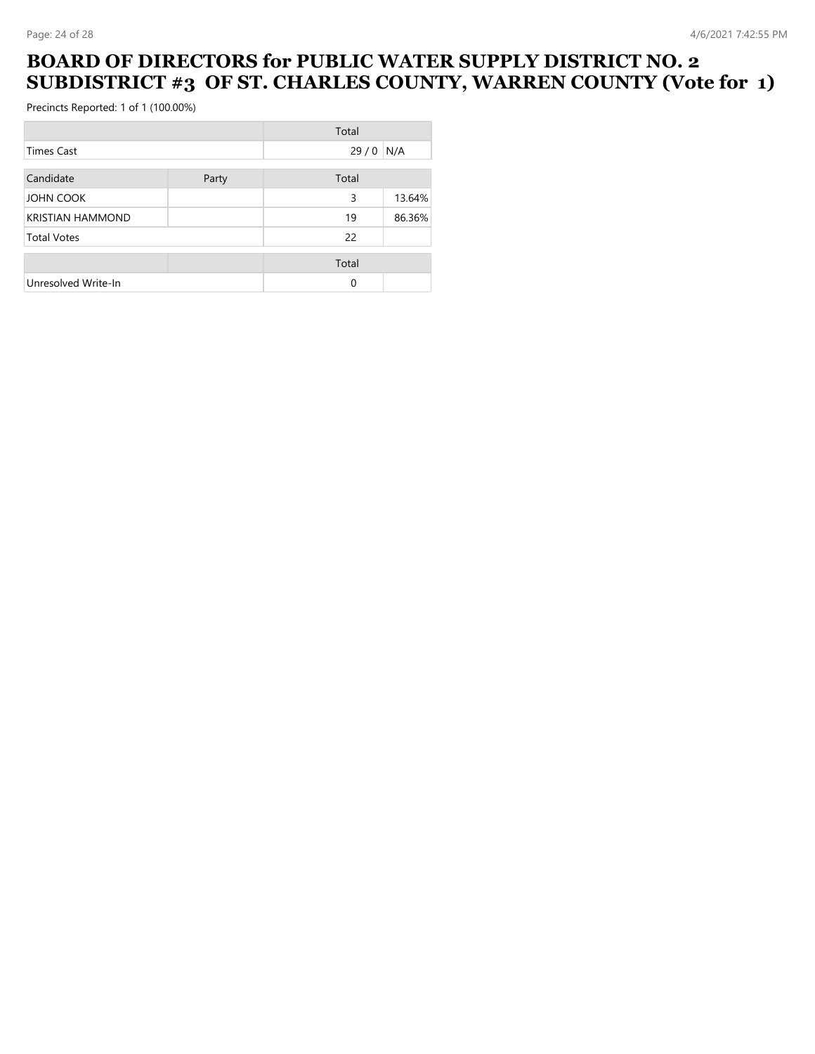# BOARD OF DIRECTORS for PUBLIC WATER SUPPLY DISTRICT NO. 2 SUBDISTRICT #3 OF ST. CHARLES COUNTY, WARREN COUNTY (Vote for 1)

Precincts Reported: 1 of 1 (100.00%)

| | | Total | |
|---|---|---|---|
| Times Cast | | 29 / 0 | N/A |

| Candidate | Party | Total | |
|---|---|---|---|
| JOHN COOK | | 3 | 13.64% |
| KRISTIAN HAMMOND | | 19 | 86.36% |
| Total Votes | | 22 | |

| | | Total | |
|---|---|---|---|
| Unresolved Write-In | | 0 | |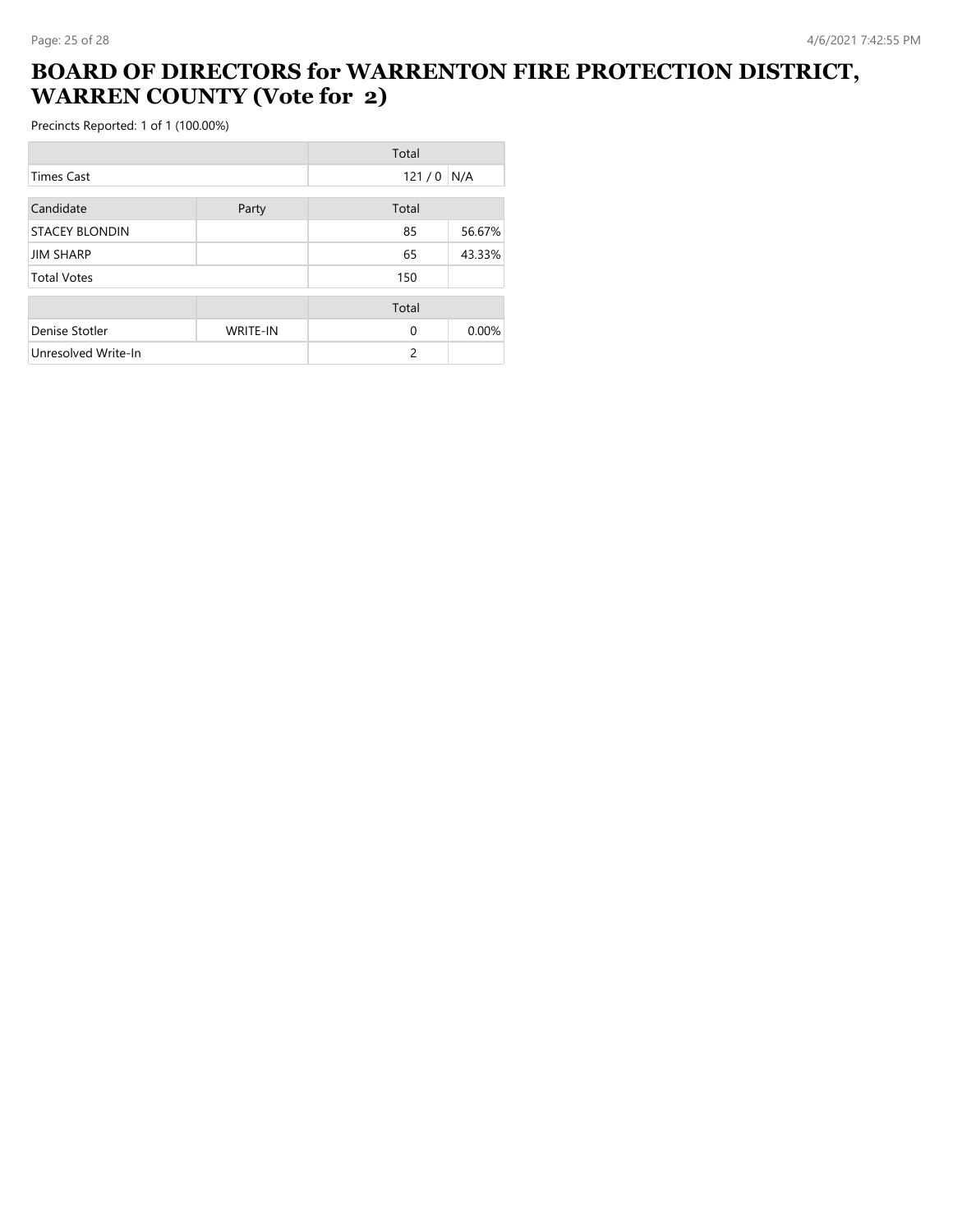# BOARD OF DIRECTORS for WARRENTON FIRE PROTECTION DISTRICT, WARREN COUNTY (Vote for 2)

Precincts Reported: 1 of 1 (100.00%)

| | | Total | |
|---|---|---|---|
| Times Cast | | 121 / 0 | N/A |

| Candidate | Party | Total | |
|---|---|---|---|
| STACEY BLONDIN | | 85 | 56.67% |
| JIM SHARP | | 65 | 43.33% |
| Total Votes | | 150 | |

| | | Total | |
|---|---|---|---|
| Denise Stotler | WRITE-IN | 0 | 0.00% |
| Unresolved Write-In | | 2 | |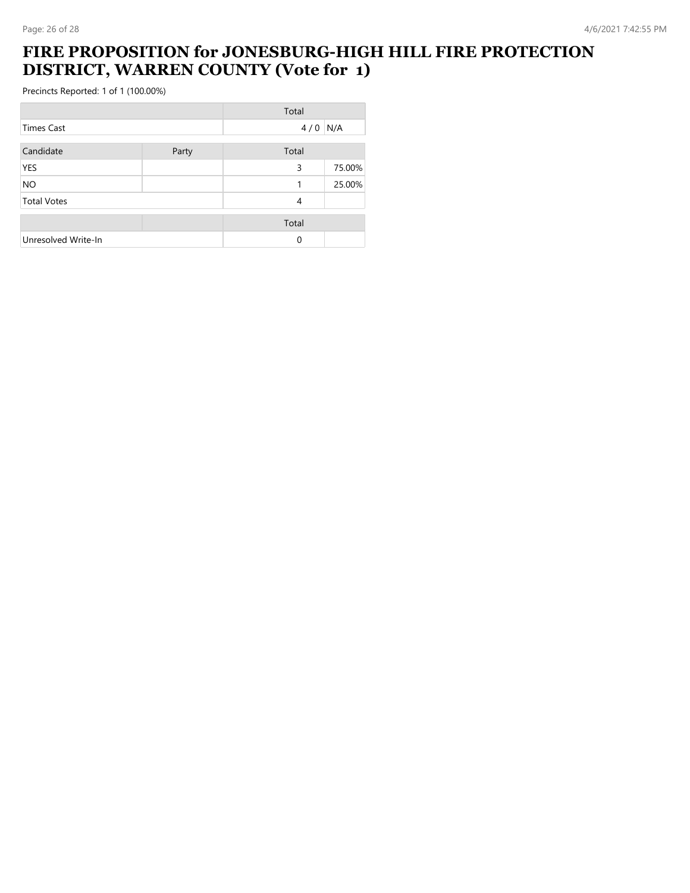# FIRE PROPOSITION for JONESBURG-HIGH HILL FIRE PROTECTION DISTRICT, WARREN COUNTY (Vote for 1)

Precincts Reported: 1 of 1 (100.00%)

| | Total | |
|---|---|---|
| Times Cast | 4 / 0 | N/A |

| Candidate | Party | Total | |
|---|---|---|---|
| YES | | 3 | 75.00% |
| NO | | 1 | 25.00% |
| Total Votes | | 4 | |

| | | Total | |
|---|---|---|---|
| Unresolved Write-In | | 0 | |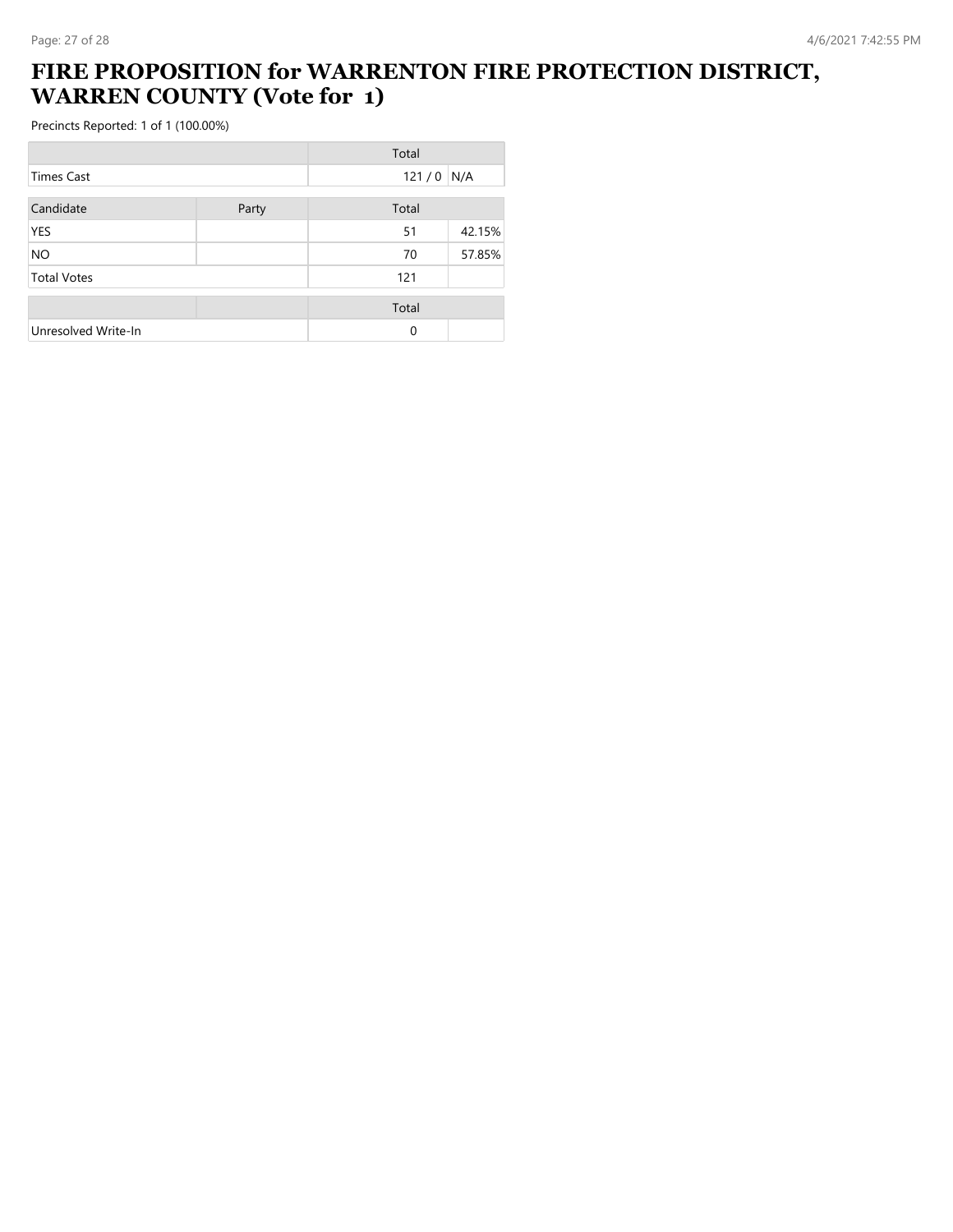# FIRE PROPOSITION for WARRENTON FIRE PROTECTION DISTRICT, WARREN COUNTY (Vote for 1)

Precincts Reported: 1 of 1 (100.00%)

| | | Total | |
|---|---|---|---|
| Times Cast | | 121 / 0 | N/A |

| Candidate | Party | Total | |
|---|---|---|---|
| YES | | 51 | 42.15% |
| NO | | 70 | 57.85% |
| Total Votes | | 121 | |

| | | Total | |
|---|---|---|---|
| Unresolved Write-In | | 0 | |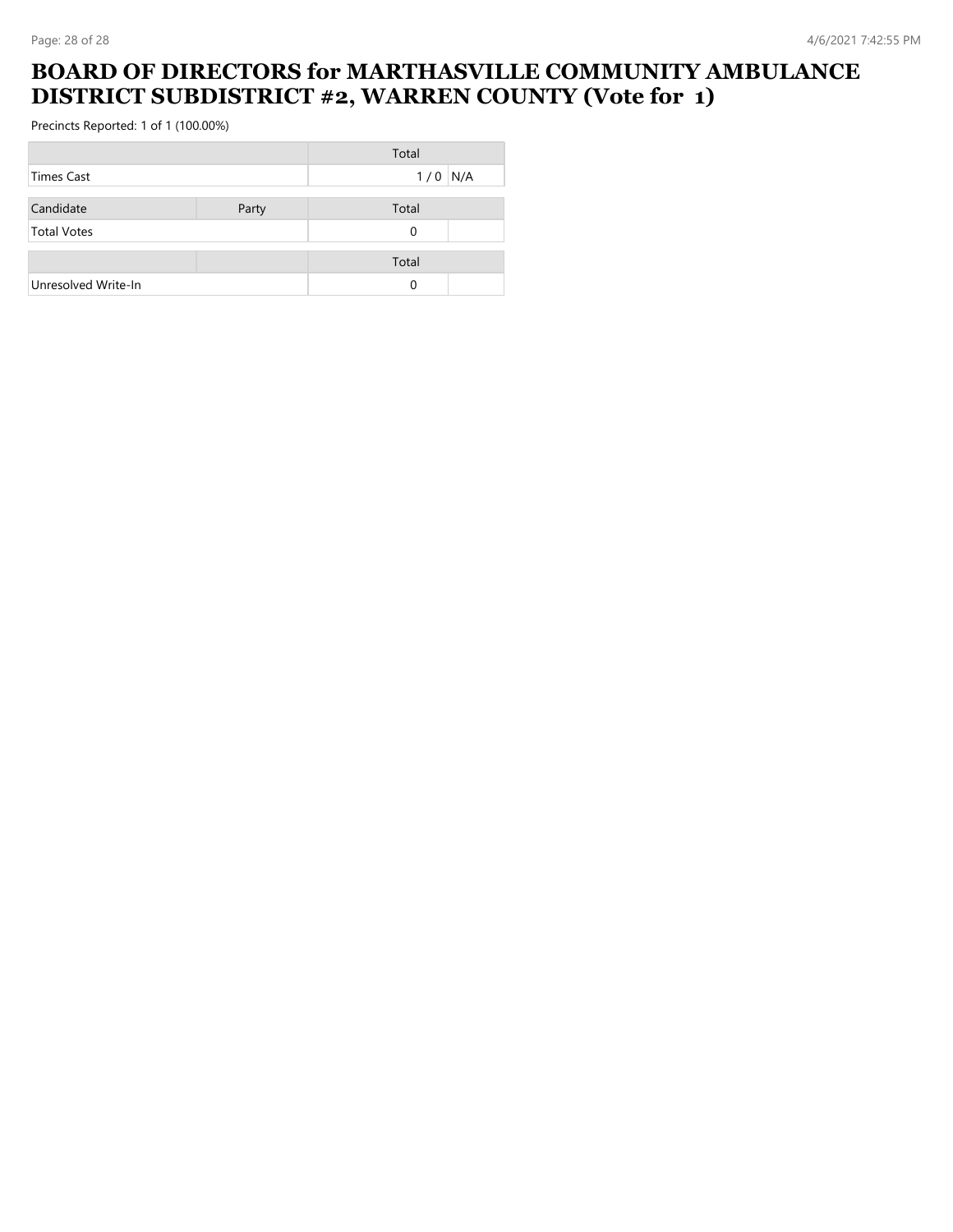# BOARD OF DIRECTORS for MARTHASVILLE COMMUNITY AMBULANCE DISTRICT SUBDISTRICT #2, WARREN COUNTY (Vote for 1)

Precincts Reported: 1 of 1 (100.00%)

| | | Total | |
|---|---|---|---|
| Times Cast | | 1 / 0 | N/A |

| Candidate | Party | Total | |
|---|---|---|---|
| Total Votes | | 0 | |

| | | Total | |
|---|---|---|---|
| Unresolved Write-In | | 0 | |